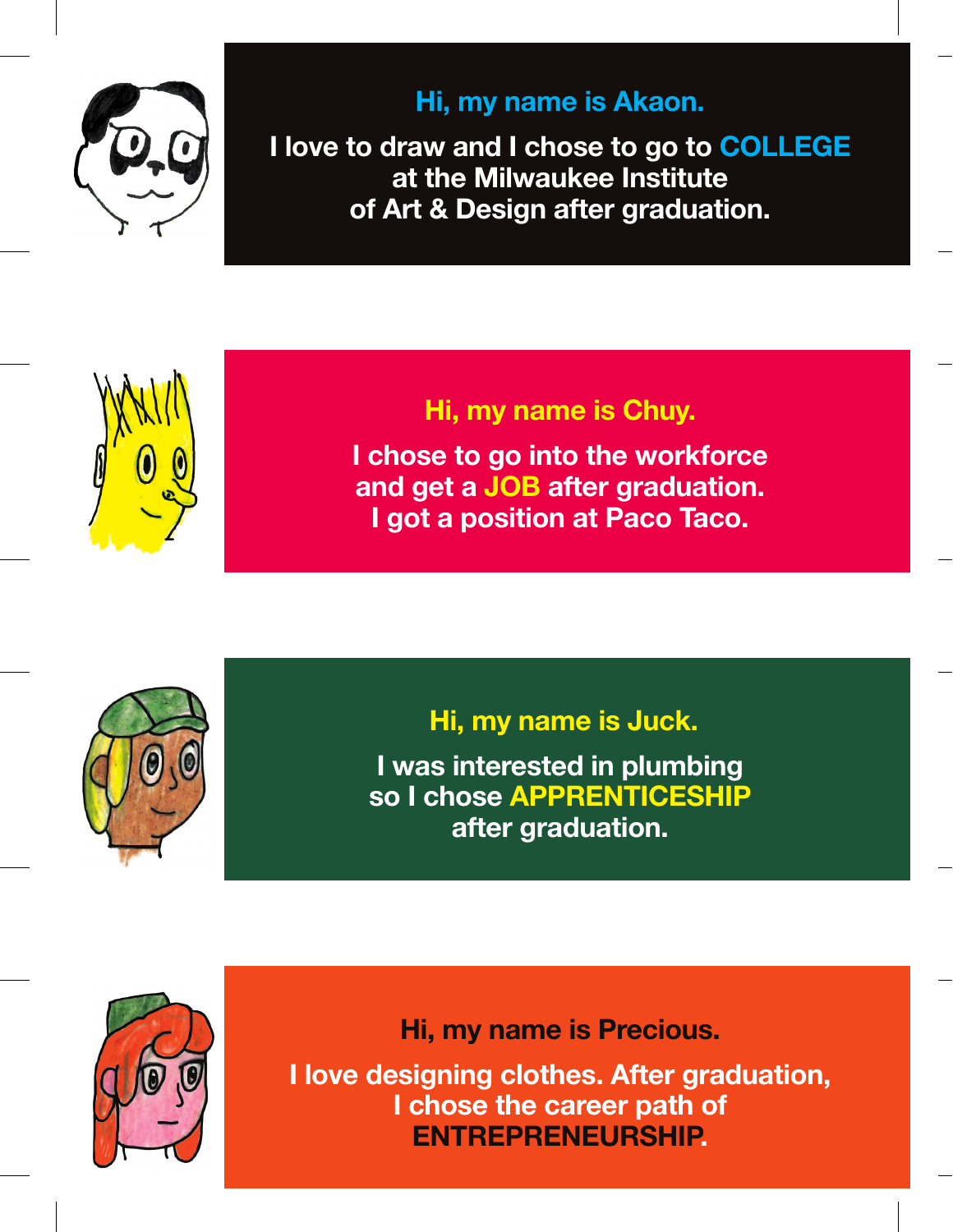**Hi, my name is Akaon.**

**I love to draw and I chose to go to COLLEGE at the Milwaukee Institute of Art & Design after graduation.**

**Hi, my name is Chuy.**

**I chose to go into the workforce and get a JOB after graduation. I got a position at Paco Taco.**

**Hi, my name is Juck.**

**I was interested in plumbing so I chose APPRENTICESHIP after graduation.**

**Hi, my name is Precious.**

**I love designing clothes. After graduation, I chose the career path of ENTREPRENEURSHIP.**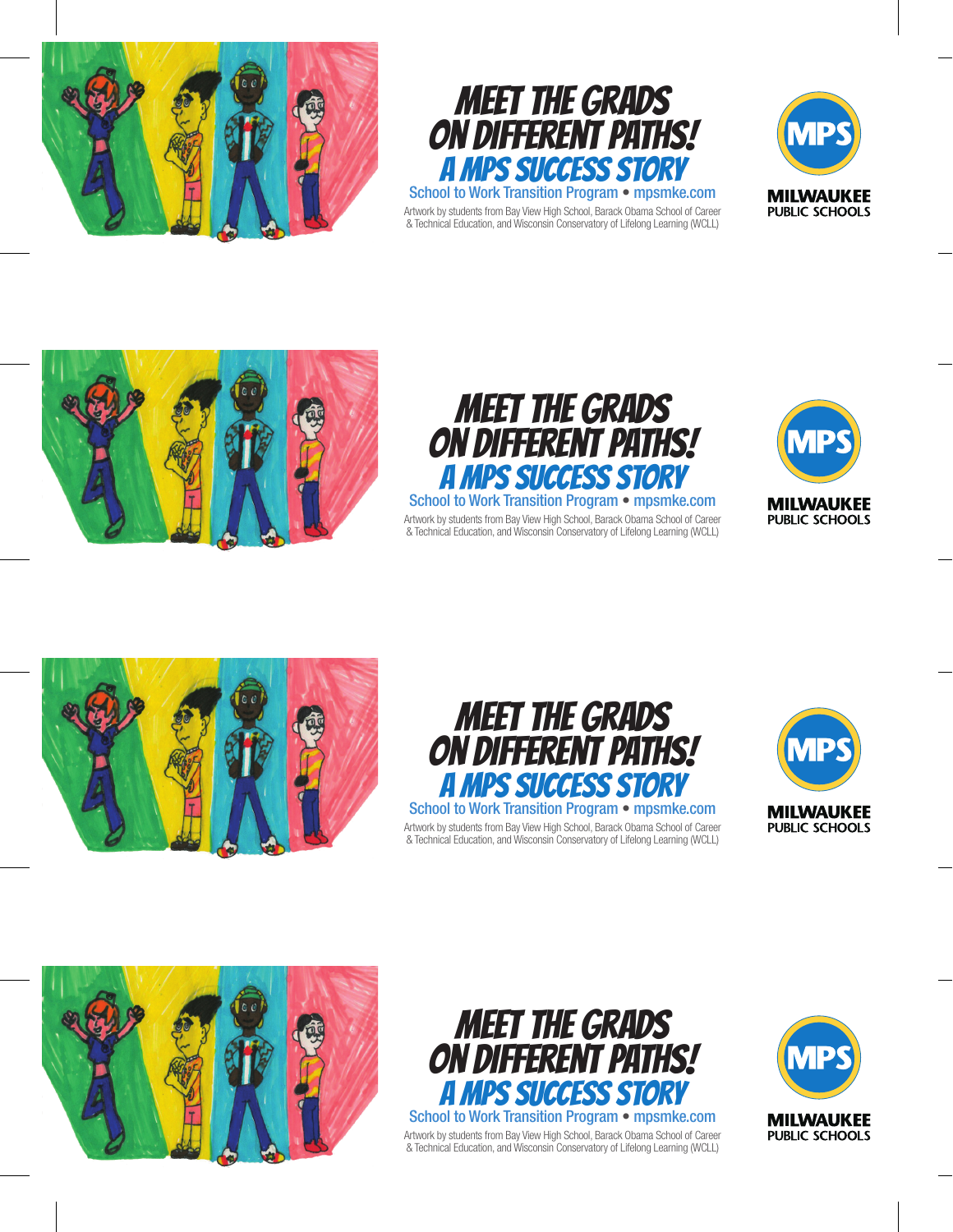# MEET THE GRADS ON DIFFERENT PATHS!

## A MPS SUCCESS STORY

School to Work Transition Program • mpsmke.com

Artwork by students from Bay View High School, Barack Obama School of Career & Technical Education, and Wisconsin Conservatory of Lifelong Learning (WCLL)

MPS
MILWAUKEE PUBLIC SCHOOLS

# MEET THE GRADS ON DIFFERENT PATHS!

## A MPS SUCCESS STORY

School to Work Transition Program • mpsmke.com

Artwork by students from Bay View High School, Barack Obama School of Career & Technical Education, and Wisconsin Conservatory of Lifelong Learning (WCLL)

MPS
MILWAUKEE PUBLIC SCHOOLS

# MEET THE GRADS ON DIFFERENT PATHS!

## A MPS SUCCESS STORY

School to Work Transition Program • mpsmke.com

Artwork by students from Bay View High School, Barack Obama School of Career & Technical Education, and Wisconsin Conservatory of Lifelong Learning (WCLL)

MPS
MILWAUKEE PUBLIC SCHOOLS

# MEET THE GRADS ON DIFFERENT PATHS!

## A MPS SUCCESS STORY

School to Work Transition Program • mpsmke.com

Artwork by students from Bay View High School, Barack Obama School of Career & Technical Education, and Wisconsin Conservatory of Lifelong Learning (WCLL)

MPS
MILWAUKEE PUBLIC SCHOOLS